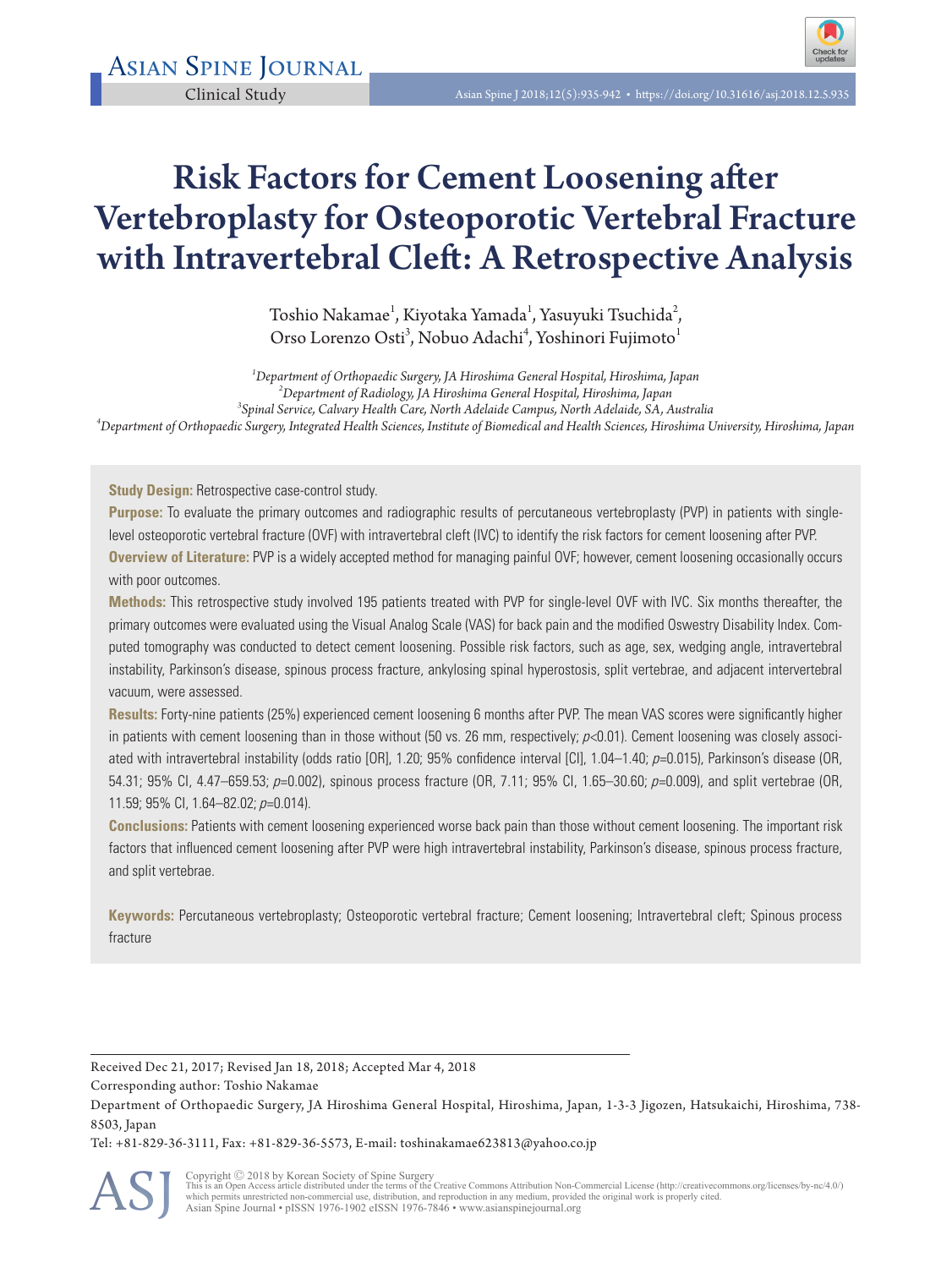Clinical Study

# Risk Factors for Cement Loosening after Vertebroplasty for Osteoporotic Vertebral Fracture with Intravertebral Cleft: A Retrospective Analysis

Toshio Nakamae[1], Kiyotaka Yamada[1], Yasuyuki Tsuchida[2], Orso Lorenzo Osti[3], Nobuo Adachi[4], Yoshinori Fujimoto[1]

[1]*Department of Orthopaedic Surgery, JA Hiroshima General Hospital, Hiroshima, Japan*
[2]*Department of Radiology, JA Hiroshima General Hospital, Hiroshima, Japan*
[3]*Spinal Service, Calvary Health Care, North Adelaide Campus, North Adelaide, SA, Australia*
[4]*Department of Orthopaedic Surgery, Integrated Health Sciences, Institute of Biomedical and Health Sciences, Hiroshima University, Hiroshima, Japan*

**Study Design:** Retrospective case-control study.

**Purpose:** To evaluate the primary outcomes and radiographic results of percutaneous vertebroplasty (PVP) in patients with single-level osteoporotic vertebral fracture (OVF) with intravertebral cleft (IVC) to identify the risk factors for cement loosening after PVP.

**Overview of Literature:** PVP is a widely accepted method for managing painful OVF; however, cement loosening occasionally occurs with poor outcomes.

**Methods:** This retrospective study involved 195 patients treated with PVP for single-level OVF with IVC. Six months thereafter, the primary outcomes were evaluated using the Visual Analog Scale (VAS) for back pain and the modified Oswestry Disability Index. Computed tomography was conducted to detect cement loosening. Possible risk factors, such as age, sex, wedging angle, intravertebral instability, Parkinson's disease, spinous process fracture, ankylosing spinal hyperostosis, split vertebrae, and adjacent intervertebral vacuum, were assessed.

**Results:** Forty-nine patients (25%) experienced cement loosening 6 months after PVP. The mean VAS scores were significantly higher in patients with cement loosening than in those without (50 vs. 26 mm, respectively; $p$<0.01). Cement loosening was closely associated with intravertebral instability (odds ratio [OR], 1.20; 95% confidence interval [CI], 1.04–1.40; $p$=0.015), Parkinson's disease (OR, 54.31; 95% CI, 4.47–659.53; $p$=0.002), spinous process fracture (OR, 7.11; 95% CI, 1.65–30.60; $p$=0.009), and split vertebrae (OR, 11.59; 95% CI, 1.64–82.02; $p$=0.014).

**Conclusions:** Patients with cement loosening experienced worse back pain than those without cement loosening. The important risk factors that influenced cement loosening after PVP were high intravertebral instability, Parkinson's disease, spinous process fracture, and split vertebrae.

**Keywords:** Percutaneous vertebroplasty; Osteoporotic vertebral fracture; Cement loosening; Intravertebral cleft; Spinous process fracture

---

Received Dec 21, 2017; Revised Jan 18, 2018; Accepted Mar 4, 2018

Corresponding author: Toshio Nakamae

Department of Orthopaedic Surgery, JA Hiroshima General Hospital, Hiroshima, Japan, 1-3-3 Jigozen, Hatsukaichi, Hiroshima, 738-8503, Japan

Tel: +81-829-36-3111, Fax: +81-829-36-5573, E-mail: toshinakamae623813@yahoo.co.jp

Copyright © 2018 by Korean Society of Spine Surgery
This is an Open Access article distributed under the terms of the Creative Commons Attribution Non-Commercial License (http://creativecommons.org/licenses/by-nc/4.0/) which permits unrestricted non-commercial use, distribution, and reproduction in any medium, provided the original work is properly cited.
Asian Spine Journal • pISSN 1976-1902 eISSN 1976-7846 • www.asianspinejournal.org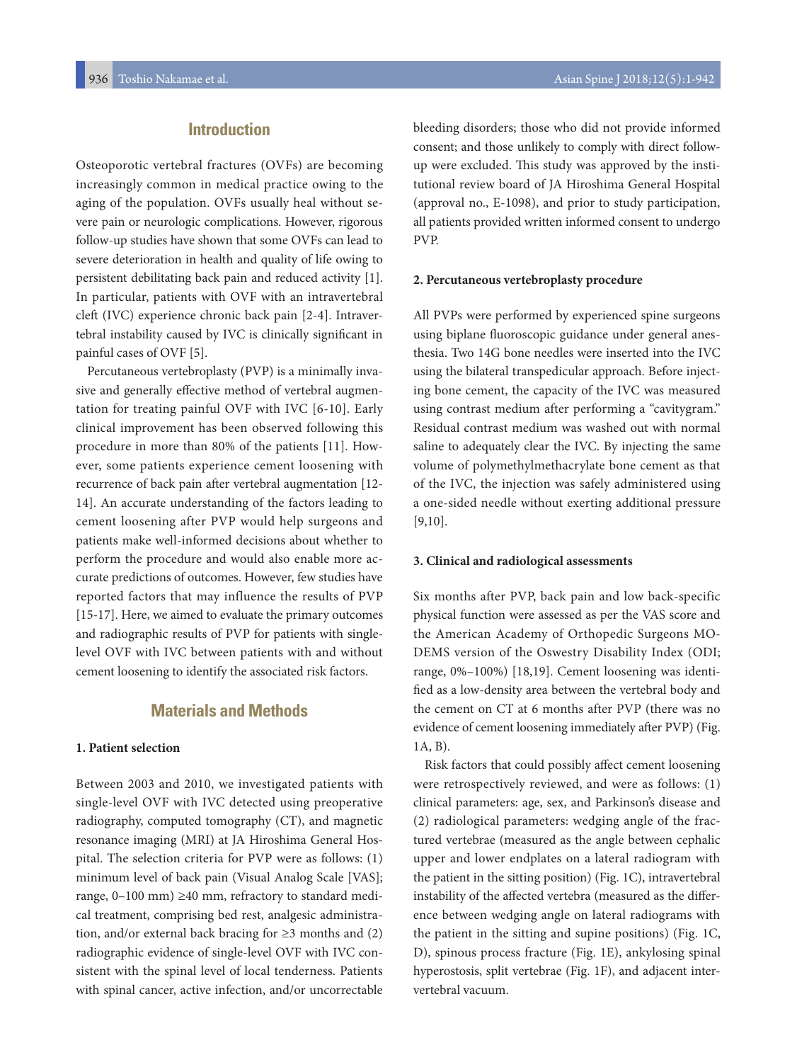## Introduction

Osteoporotic vertebral fractures (OVFs) are becoming increasingly common in medical practice owing to the aging of the population. OVFs usually heal without severe pain or neurologic complications. However, rigorous follow-up studies have shown that some OVFs can lead to severe deterioration in health and quality of life owing to persistent debilitating back pain and reduced activity [1]. In particular, patients with OVF with an intravertebral cleft (IVC) experience chronic back pain [2-4]. Intravertebral instability caused by IVC is clinically significant in painful cases of OVF [5].

Percutaneous vertebroplasty (PVP) is a minimally invasive and generally effective method of vertebral augmentation for treating painful OVF with IVC [6-10]. Early clinical improvement has been observed following this procedure in more than 80% of the patients [11]. However, some patients experience cement loosening with recurrence of back pain after vertebral augmentation [12-14]. An accurate understanding of the factors leading to cement loosening after PVP would help surgeons and patients make well-informed decisions about whether to perform the procedure and would also enable more accurate predictions of outcomes. However, few studies have reported factors that may influence the results of PVP [15-17]. Here, we aimed to evaluate the primary outcomes and radiographic results of PVP for patients with single-level OVF with IVC between patients with and without cement loosening to identify the associated risk factors.

## Materials and Methods

### 1. Patient selection

Between 2003 and 2010, we investigated patients with single-level OVF with IVC detected using preoperative radiography, computed tomography (CT), and magnetic resonance imaging (MRI) at JA Hiroshima General Hospital. The selection criteria for PVP were as follows: (1) minimum level of back pain (Visual Analog Scale [VAS]; range, 0–100 mm) ≥40 mm, refractory to standard medical treatment, comprising bed rest, analgesic administration, and/or external back bracing for ≥3 months and (2) radiographic evidence of single-level OVF with IVC consistent with the spinal level of local tenderness. Patients with spinal cancer, active infection, and/or uncorrectable bleeding disorders; those who did not provide informed consent; and those unlikely to comply with direct follow-up were excluded. This study was approved by the institutional review board of JA Hiroshima General Hospital (approval no., E-1098), and prior to study participation, all patients provided written informed consent to undergo PVP.

### 2. Percutaneous vertebroplasty procedure

All PVPs were performed by experienced spine surgeons using biplane fluoroscopic guidance under general anesthesia. Two 14G bone needles were inserted into the IVC using the bilateral transpedicular approach. Before injecting bone cement, the capacity of the IVC was measured using contrast medium after performing a "cavitygram." Residual contrast medium was washed out with normal saline to adequately clear the IVC. By injecting the same volume of polymethylmethacrylate bone cement as that of the IVC, the injection was safely administered using a one-sided needle without exerting additional pressure [9,10].

### 3. Clinical and radiological assessments

Six months after PVP, back pain and low back-specific physical function were assessed as per the VAS score and the American Academy of Orthopedic Surgeons MODEMS version of the Oswestry Disability Index (ODI; range, 0%–100%) [18,19]. Cement loosening was identified as a low-density area between the vertebral body and the cement on CT at 6 months after PVP (there was no evidence of cement loosening immediately after PVP) (Fig. 1A, B).

Risk factors that could possibly affect cement loosening were retrospectively reviewed, and were as follows: (1) clinical parameters: age, sex, and Parkinson's disease and (2) radiological parameters: wedging angle of the fractured vertebrae (measured as the angle between cephalic upper and lower endplates on a lateral radiogram with the patient in the sitting position) (Fig. 1C), intravertebral instability of the affected vertebra (measured as the difference between wedging angle on lateral radiograms with the patient in the sitting and supine positions) (Fig. 1C, D), spinous process fracture (Fig. 1E), ankylosing spinal hyperostosis, split vertebrae (Fig. 1F), and adjacent intervertebral vacuum.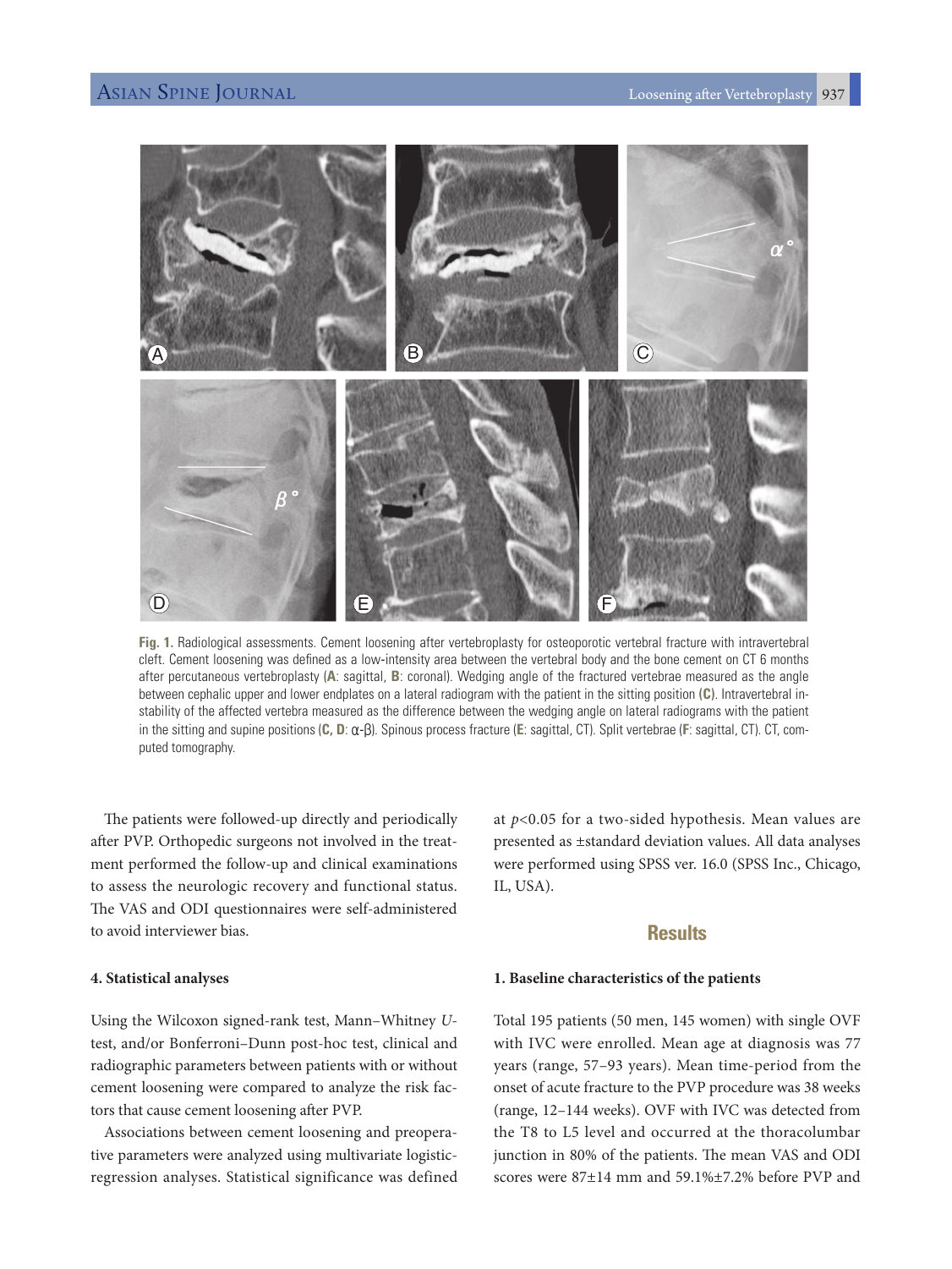Fig. 1. Radiological assessments. Cement loosening after vertebroplasty for osteoporotic vertebral fracture with intravertebral cleft. Cement loosening was defined as a low-intensity area between the vertebral body and the bone cement on CT 6 months after percutaneous vertebroplasty (**A**: sagittal, **B**: coronal). Wedging angle of the fractured vertebrae measured as the angle between cephalic upper and lower endplates on a lateral radiogram with the patient in the sitting position (**C**). Intravertebral instability of the affected vertebra measured as the difference between the wedging angle on lateral radiograms with the patient in the sitting and supine positions (**C, D**: α-β). Spinous process fracture (**E**: sagittal, CT). Split vertebrae (**F**: sagittal, CT). CT, computed tomography.

The patients were followed-up directly and periodically after PVP. Orthopedic surgeons not involved in the treatment performed the follow-up and clinical examinations to assess the neurologic recovery and functional status. The VAS and ODI questionnaires were self-administered to avoid interviewer bias.

### 4. Statistical analyses

Using the Wilcoxon signed-rank test, Mann–Whitney *U*-test, and/or Bonferroni–Dunn post-hoc test, clinical and radiographic parameters between patients with or without cement loosening were compared to analyze the risk factors that cause cement loosening after PVP.

Associations between cement loosening and preoperative parameters were analyzed using multivariate logistic-regression analyses. Statistical significance was defined at $p<0.05$ for a two-sided hypothesis. Mean values are presented as ±standard deviation values. All data analyses were performed using SPSS ver. 16.0 (SPSS Inc., Chicago, IL, USA).

## Results

### 1. Baseline characteristics of the patients

Total 195 patients (50 men, 145 women) with single OVF with IVC were enrolled. Mean age at diagnosis was 77 years (range, 57–93 years). Mean time-period from the onset of acute fracture to the PVP procedure was 38 weeks (range, 12–144 weeks). OVF with IVC was detected from the T8 to L5 level and occurred at the thoracolumbar junction in 80% of the patients. The mean VAS and ODI scores were 87±14 mm and 59.1%±7.2% before PVP and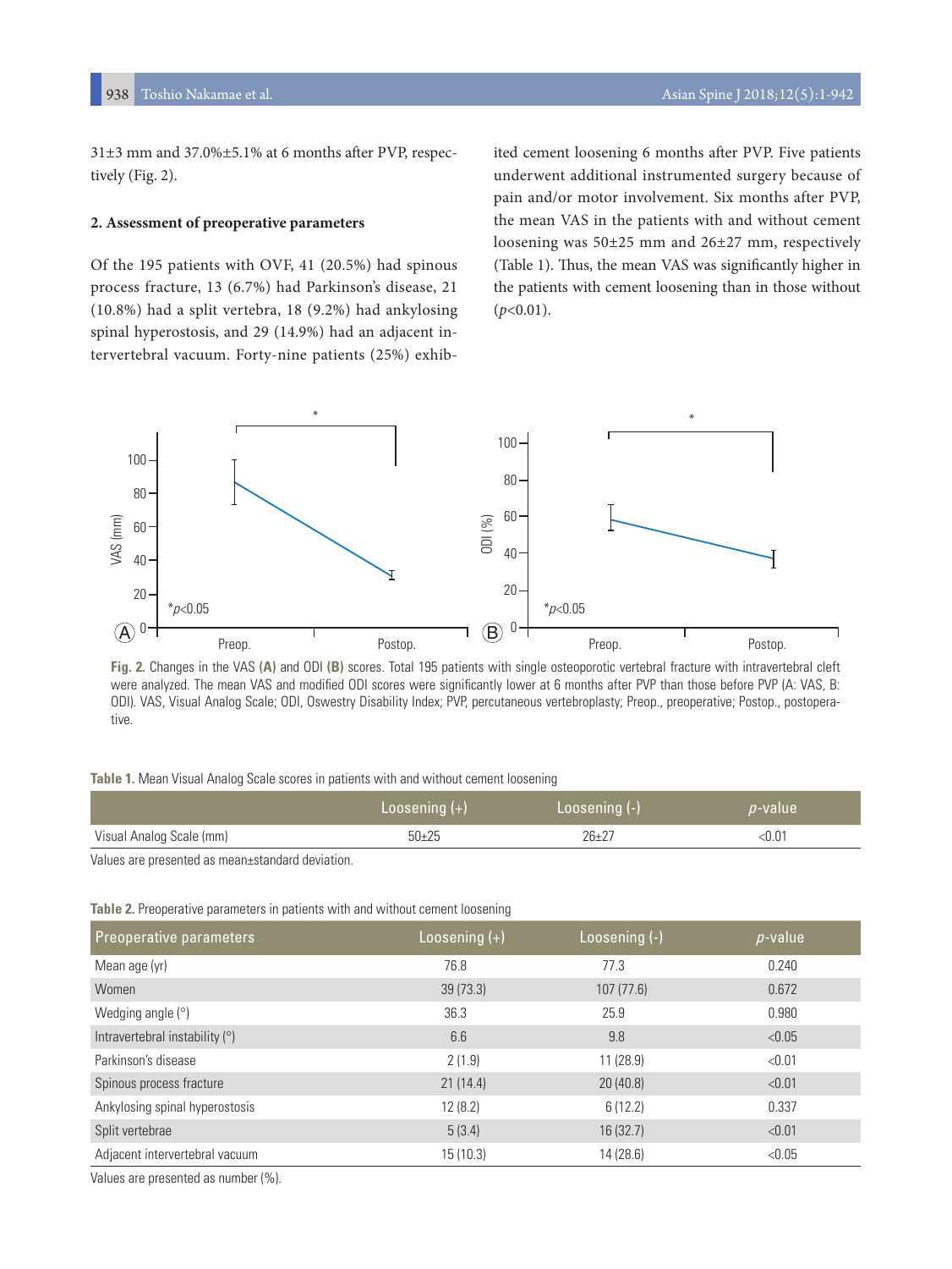31±3 mm and 37.0%±5.1% at 6 months after PVP, respectively (Fig. 2).

### 2. Assessment of preoperative parameters

Of the 195 patients with OVF, 41 (20.5%) had spinous process fracture, 13 (6.7%) had Parkinson's disease, 21 (10.8%) had a split vertebra, 18 (9.2%) had ankylosing spinal hyperostosis, and 29 (14.9%) had an adjacent intervertebral vacuum. Forty-nine patients (25%) exhibited cement loosening 6 months after PVP. Five patients underwent additional instrumented surgery because of pain and/or motor involvement. Six months after PVP, the mean VAS in the patients with and without cement loosening was 50±25 mm and 26±27 mm, respectively (Table 1). Thus, the mean VAS was significantly higher in the patients with cement loosening than in those without ($p$<0.01).

A
VAS (mm)
0
20
40
60
80
100
Preop.
Postop.
*
*$p$<0.05

B
ODI (%)
0
20
40
60
80
100
Preop.
Postop.
*
*$p$<0.05

**Fig. 2.** Changes in the VAS **(A)** and ODI **(B)** scores. Total 195 patients with single osteoporotic vertebral fracture with intravertebral cleft were analyzed. The mean VAS and modified ODI scores were significantly lower at 6 months after PVP than those before PVP (A: VAS, B: ODI). VAS, Visual Analog Scale; ODI, Oswestry Disability Index; PVP, percutaneous vertebroplasty; Preop., preoperative; Postop., postoperative.

**Table 1.** Mean Visual Analog Scale scores in patients with and without cement loosening

| | Loosening (+) | Loosening (-) | $p$-value |
|---|---|---|---|
| Visual Analog Scale (mm) | 50±25 | 26±27 | <0.01 |

Values are presented as mean±standard deviation.

**Table 2.** Preoperative parameters in patients with and without cement loosening

| Preoperative parameters | Loosening (+) | Loosening (-) | $p$-value |
|---|---|---|---|
| Mean age (yr) | 76.8 | 77.3 | 0.240 |
| Women | 39 (73.3) | 107 (77.6) | 0.672 |
| Wedging angle (°) | 36.3 | 25.9 | 0.980 |
| Intravertebral instability (°) | 6.6 | 9.8 | <0.05 |
| Parkinson's disease | 2 (1.9) | 11 (28.9) | <0.01 |
| Spinous process fracture | 21 (14.4) | 20 (40.8) | <0.01 |
| Ankylosing spinal hyperostosis | 12 (8.2) | 6 (12.2) | 0.337 |
| Split vertebrae | 5 (3.4) | 16 (32.7) | <0.01 |
| Adjacent intervertebral vacuum | 15 (10.3) | 14 (28.6) | <0.05 |

Values are presented as number (%).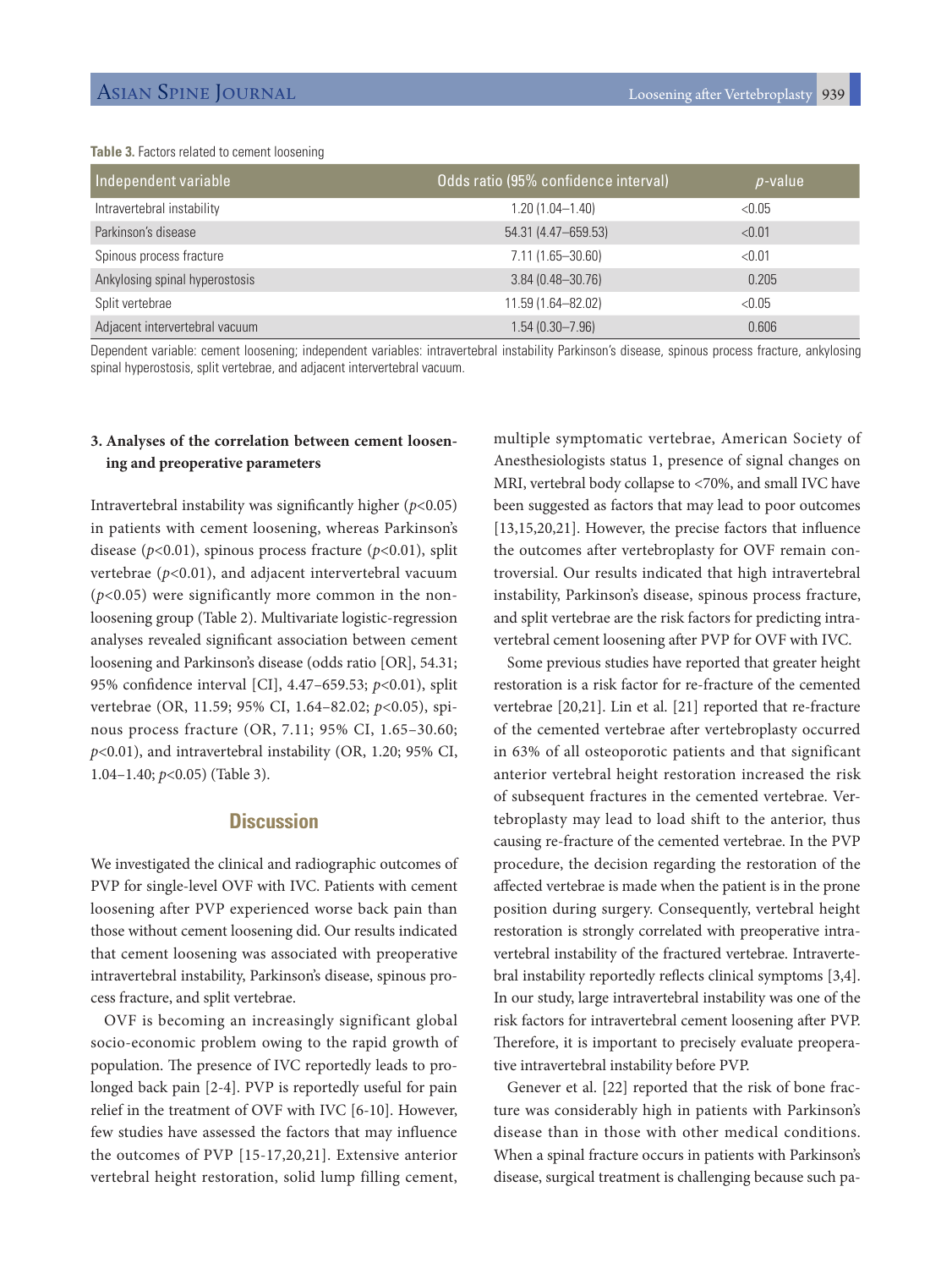**Table 3.** Factors related to cement loosening

| Independent variable | Odds ratio (95% confidence interval) | $p$-value |
|---|---|---|
| Intravertebral instability | 1.20 (1.04–1.40) | <0.05 |
| Parkinson's disease | 54.31 (4.47–659.53) | <0.01 |
| Spinous process fracture | 7.11 (1.65–30.60) | <0.01 |
| Ankylosing spinal hyperostosis | 3.84 (0.48–30.76) | 0.205 |
| Split vertebrae | 11.59 (1.64–82.02) | <0.05 |
| Adjacent intervertebral vacuum | 1.54 (0.30–7.96) | 0.606 |

Dependent variable: cement loosening; independent variables: intravertebral instability Parkinson's disease, spinous process fracture, ankylosing spinal hyperostosis, split vertebrae, and adjacent intervertebral vacuum.

### 3. Analyses of the correlation between cement loosening and preoperative parameters

Intravertebral instability was significantly higher ($p<0.05$) in patients with cement loosening, whereas Parkinson's disease ($p<0.01$), spinous process fracture ($p<0.01$), split vertebrae ($p<0.01$), and adjacent intervertebral vacuum ($p<0.05$) were significantly more common in the non-loosening group (Table 2). Multivariate logistic-regression analyses revealed significant association between cement loosening and Parkinson's disease (odds ratio [OR], 54.31; 95% confidence interval [CI], 4.47–659.53; $p<0.01$), split vertebrae (OR, 11.59; 95% CI, 1.64–82.02; $p<0.05$), spinous process fracture (OR, 7.11; 95% CI, 1.65–30.60; $p<0.01$), and intravertebral instability (OR, 1.20; 95% CI, 1.04–1.40; $p<0.05$) (Table 3).

## Discussion

We investigated the clinical and radiographic outcomes of PVP for single-level OVF with IVC. Patients with cement loosening after PVP experienced worse back pain than those without cement loosening did. Our results indicated that cement loosening was associated with preoperative intravertebral instability, Parkinson's disease, spinous process fracture, and split vertebrae.

OVF is becoming an increasingly significant global socio-economic problem owing to the rapid growth of population. The presence of IVC reportedly leads to prolonged back pain [2-4]. PVP is reportedly useful for pain relief in the treatment of OVF with IVC [6-10]. However, few studies have assessed the factors that may influence the outcomes of PVP [15-17,20,21]. Extensive anterior vertebral height restoration, solid lump filling cement, multiple symptomatic vertebrae, American Society of Anesthesiologists status 1, presence of signal changes on MRI, vertebral body collapse to <70%, and small IVC have been suggested as factors that may lead to poor outcomes [13,15,20,21]. However, the precise factors that influence the outcomes after vertebroplasty for OVF remain controversial. Our results indicated that high intravertebral instability, Parkinson's disease, spinous process fracture, and split vertebrae are the risk factors for predicting intravertebral cement loosening after PVP for OVF with IVC.

Some previous studies have reported that greater height restoration is a risk factor for re-fracture of the cemented vertebrae [20,21]. Lin et al. [21] reported that re-fracture of the cemented vertebrae after vertebroplasty occurred in 63% of all osteoporotic patients and that significant anterior vertebral height restoration increased the risk of subsequent fractures in the cemented vertebrae. Vertebroplasty may lead to load shift to the anterior, thus causing re-fracture of the cemented vertebrae. In the PVP procedure, the decision regarding the restoration of the affected vertebrae is made when the patient is in the prone position during surgery. Consequently, vertebral height restoration is strongly correlated with preoperative intravertebral instability of the fractured vertebrae. Intravertebral instability reportedly reflects clinical symptoms [3,4]. In our study, large intravertebral instability was one of the risk factors for intravertebral cement loosening after PVP. Therefore, it is important to precisely evaluate preoperative intravertebral instability before PVP.

Genever et al. [22] reported that the risk of bone fracture was considerably high in patients with Parkinson's disease than in those with other medical conditions. When a spinal fracture occurs in patients with Parkinson's disease, surgical treatment is challenging because such pa-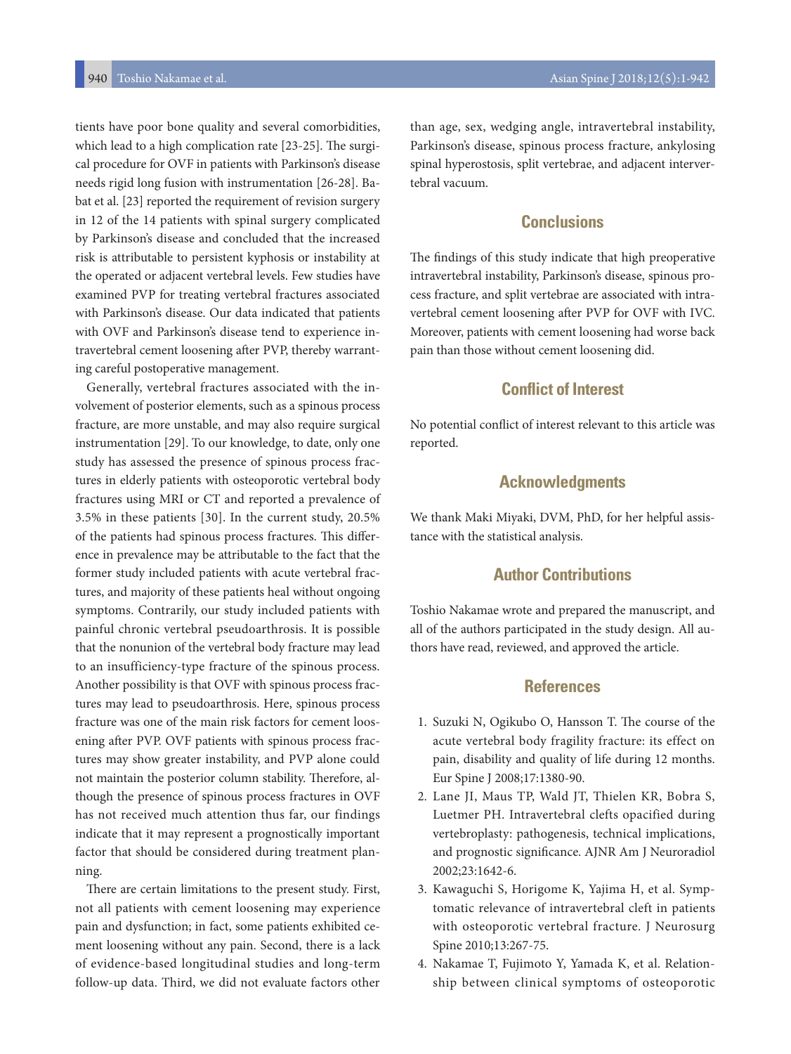tients have poor bone quality and several comorbidities, which lead to a high complication rate [23-25]. The surgical procedure for OVF in patients with Parkinson's disease needs rigid long fusion with instrumentation [26-28]. Babat et al. [23] reported the requirement of revision surgery in 12 of the 14 patients with spinal surgery complicated by Parkinson's disease and concluded that the increased risk is attributable to persistent kyphosis or instability at the operated or adjacent vertebral levels. Few studies have examined PVP for treating vertebral fractures associated with Parkinson's disease. Our data indicated that patients with OVF and Parkinson's disease tend to experience intravertebral cement loosening after PVP, thereby warranting careful postoperative management.

Generally, vertebral fractures associated with the involvement of posterior elements, such as a spinous process fracture, are more unstable, and may also require surgical instrumentation [29]. To our knowledge, to date, only one study has assessed the presence of spinous process fractures in elderly patients with osteoporotic vertebral body fractures using MRI or CT and reported a prevalence of 3.5% in these patients [30]. In the current study, 20.5% of the patients had spinous process fractures. This difference in prevalence may be attributable to the fact that the former study included patients with acute vertebral fractures, and majority of these patients heal without ongoing symptoms. Contrarily, our study included patients with painful chronic vertebral pseudoarthrosis. It is possible that the nonunion of the vertebral body fracture may lead to an insufficiency-type fracture of the spinous process. Another possibility is that OVF with spinous process fractures may lead to pseudoarthrosis. Here, spinous process fracture was one of the main risk factors for cement loosening after PVP. OVF patients with spinous process fractures may show greater instability, and PVP alone could not maintain the posterior column stability. Therefore, although the presence of spinous process fractures in OVF has not received much attention thus far, our findings indicate that it may represent a prognostically important factor that should be considered during treatment planning.

There are certain limitations to the present study. First, not all patients with cement loosening may experience pain and dysfunction; in fact, some patients exhibited cement loosening without any pain. Second, there is a lack of evidence-based longitudinal studies and long-term follow-up data. Third, we did not evaluate factors other than age, sex, wedging angle, intravertebral instability, Parkinson's disease, spinous process fracture, ankylosing spinal hyperostosis, split vertebrae, and adjacent intervertebral vacuum.

## Conclusions

The findings of this study indicate that high preoperative intravertebral instability, Parkinson's disease, spinous process fracture, and split vertebrae are associated with intravertebral cement loosening after PVP for OVF with IVC. Moreover, patients with cement loosening had worse back pain than those without cement loosening did.

## Conflict of Interest

No potential conflict of interest relevant to this article was reported.

## Acknowledgments

We thank Maki Miyaki, DVM, PhD, for her helpful assistance with the statistical analysis.

## Author Contributions

Toshio Nakamae wrote and prepared the manuscript, and all of the authors participated in the study design. All authors have read, reviewed, and approved the article.

## References

1. Suzuki N, Ogikubo O, Hansson T. The course of the acute vertebral body fragility fracture: its effect on pain, disability and quality of life during 12 months. Eur Spine J 2008;17:1380-90.
2. Lane JI, Maus TP, Wald JT, Thielen KR, Bobra S, Luetmer PH. Intravertebral clefts opacified during vertebroplasty: pathogenesis, technical implications, and prognostic significance. AJNR Am J Neuroradiol 2002;23:1642-6.
3. Kawaguchi S, Horigome K, Yajima H, et al. Symptomatic relevance of intravertebral cleft in patients with osteoporotic vertebral fracture. J Neurosurg Spine 2010;13:267-75.
4. Nakamae T, Fujimoto Y, Yamada K, et al. Relationship between clinical symptoms of osteoporotic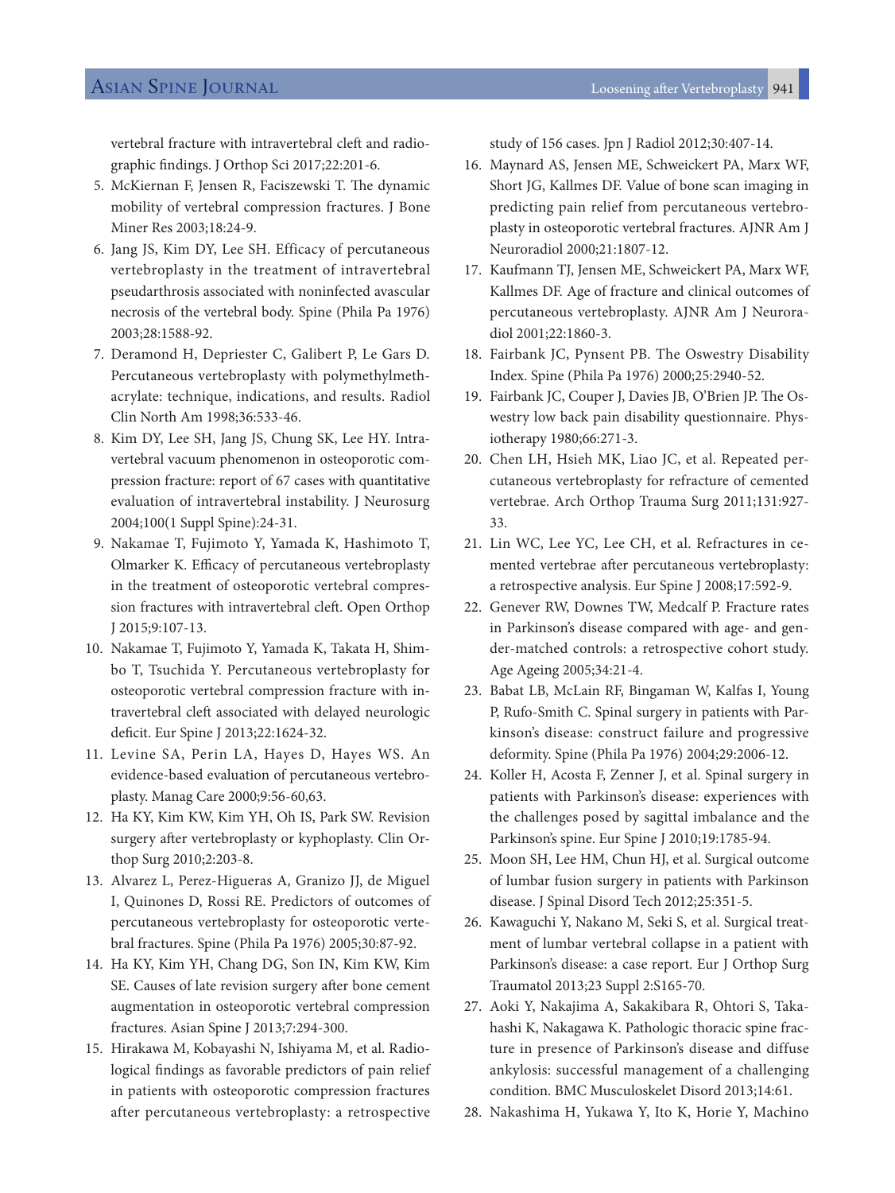vertebral fracture with intravertebral cleft and radiographic findings. J Orthop Sci 2017;22:201-6.

5. McKiernan F, Jensen R, Faciszewski T. The dynamic mobility of vertebral compression fractures. J Bone Miner Res 2003;18:24-9.
6. Jang JS, Kim DY, Lee SH. Efficacy of percutaneous vertebroplasty in the treatment of intravertebral pseudarthrosis associated with noninfected avascular necrosis of the vertebral body. Spine (Phila Pa 1976) 2003;28:1588-92.
7. Deramond H, Depriester C, Galibert P, Le Gars D. Percutaneous vertebroplasty with polymethylmethacrylate: technique, indications, and results. Radiol Clin North Am 1998;36:533-46.
8. Kim DY, Lee SH, Jang JS, Chung SK, Lee HY. Intravertebral vacuum phenomenon in osteoporotic compression fracture: report of 67 cases with quantitative evaluation of intravertebral instability. J Neurosurg 2004;100(1 Suppl Spine):24-31.
9. Nakamae T, Fujimoto Y, Yamada K, Hashimoto T, Olmarker K. Efficacy of percutaneous vertebroplasty in the treatment of osteoporotic vertebral compression fractures with intravertebral cleft. Open Orthop J 2015;9:107-13.
10. Nakamae T, Fujimoto Y, Yamada K, Takata H, Shimbo T, Tsuchida Y. Percutaneous vertebroplasty for osteoporotic vertebral compression fracture with intravertebral cleft associated with delayed neurologic deficit. Eur Spine J 2013;22:1624-32.
11. Levine SA, Perin LA, Hayes D, Hayes WS. An evidence-based evaluation of percutaneous vertebroplasty. Manag Care 2000;9:56-60,63.
12. Ha KY, Kim KW, Kim YH, Oh IS, Park SW. Revision surgery after vertebroplasty or kyphoplasty. Clin Orthop Surg 2010;2:203-8.
13. Alvarez L, Perez-Higueras A, Granizo JJ, de Miguel I, Quinones D, Rossi RE. Predictors of outcomes of percutaneous vertebroplasty for osteoporotic vertebral fractures. Spine (Phila Pa 1976) 2005;30:87-92.
14. Ha KY, Kim YH, Chang DG, Son IN, Kim KW, Kim SE. Causes of late revision surgery after bone cement augmentation in osteoporotic vertebral compression fractures. Asian Spine J 2013;7:294-300.
15. Hirakawa M, Kobayashi N, Ishiyama M, et al. Radiological findings as favorable predictors of pain relief in patients with osteoporotic compression fractures after percutaneous vertebroplasty: a retrospective study of 156 cases. Jpn J Radiol 2012;30:407-14.
16. Maynard AS, Jensen ME, Schweickert PA, Marx WF, Short JG, Kallmes DF. Value of bone scan imaging in predicting pain relief from percutaneous vertebroplasty in osteoporotic vertebral fractures. AJNR Am J Neuroradiol 2000;21:1807-12.
17. Kaufmann TJ, Jensen ME, Schweickert PA, Marx WF, Kallmes DF. Age of fracture and clinical outcomes of percutaneous vertebroplasty. AJNR Am J Neuroradiol 2001;22:1860-3.
18. Fairbank JC, Pynsent PB. The Oswestry Disability Index. Spine (Phila Pa 1976) 2000;25:2940-52.
19. Fairbank JC, Couper J, Davies JB, O'Brien JP. The Oswestry low back pain disability questionnaire. Physiotherapy 1980;66:271-3.
20. Chen LH, Hsieh MK, Liao JC, et al. Repeated percutaneous vertebroplasty for refracture of cemented vertebrae. Arch Orthop Trauma Surg 2011;131:927-33.
21. Lin WC, Lee YC, Lee CH, et al. Refractures in cemented vertebrae after percutaneous vertebroplasty: a retrospective analysis. Eur Spine J 2008;17:592-9.
22. Genever RW, Downes TW, Medcalf P. Fracture rates in Parkinson's disease compared with age- and gender-matched controls: a retrospective cohort study. Age Ageing 2005;34:21-4.
23. Babat LB, McLain RF, Bingaman W, Kalfas I, Young P, Rufo-Smith C. Spinal surgery in patients with Parkinson's disease: construct failure and progressive deformity. Spine (Phila Pa 1976) 2004;29:2006-12.
24. Koller H, Acosta F, Zenner J, et al. Spinal surgery in patients with Parkinson's disease: experiences with the challenges posed by sagittal imbalance and the Parkinson's spine. Eur Spine J 2010;19:1785-94.
25. Moon SH, Lee HM, Chun HJ, et al. Surgical outcome of lumbar fusion surgery in patients with Parkinson disease. J Spinal Disord Tech 2012;25:351-5.
26. Kawaguchi Y, Nakano M, Seki S, et al. Surgical treatment of lumbar vertebral collapse in a patient with Parkinson's disease: a case report. Eur J Orthop Surg Traumatol 2013;23 Suppl 2:S165-70.
27. Aoki Y, Nakajima A, Sakakibara R, Ohtori S, Takahashi K, Nakagawa K. Pathologic thoracic spine fracture in presence of Parkinson's disease and diffuse ankylosis: successful management of a challenging condition. BMC Musculoskelet Disord 2013;14:61.
28. Nakashima H, Yukawa Y, Ito K, Horie Y, Machino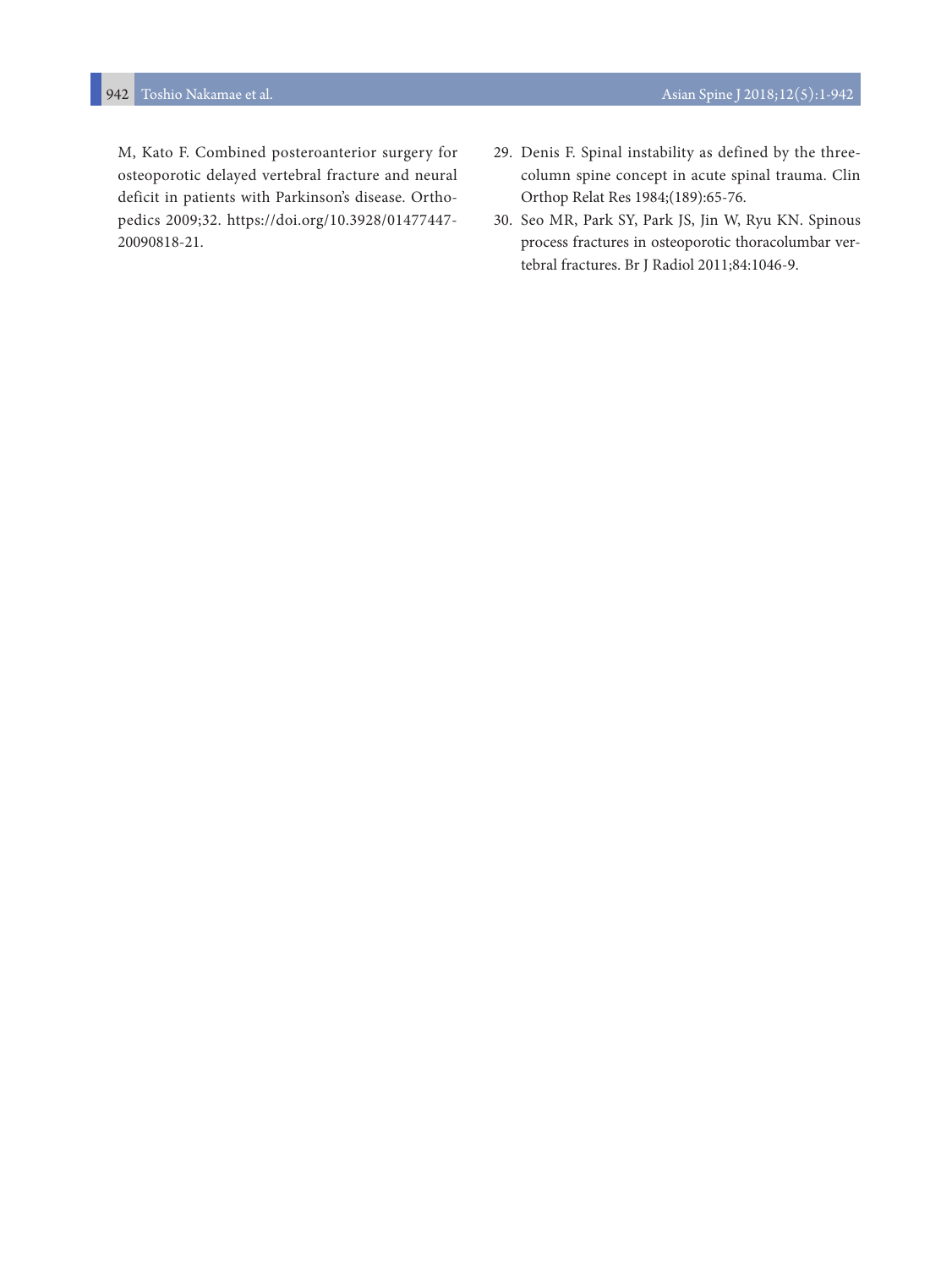M, Kato F. Combined posteroanterior surgery for osteoporotic delayed vertebral fracture and neural deficit in patients with Parkinson's disease. Orthopedics 2009;32. https://doi.org/10.3928/01477447-20090818-21.

29. Denis F. Spinal instability as defined by the three-column spine concept in acute spinal trauma. Clin Orthop Relat Res 1984;(189):65-76.
30. Seo MR, Park SY, Park JS, Jin W, Ryu KN. Spinous process fractures in osteoporotic thoracolumbar vertebral fractures. Br J Radiol 2011;84:1046-9.